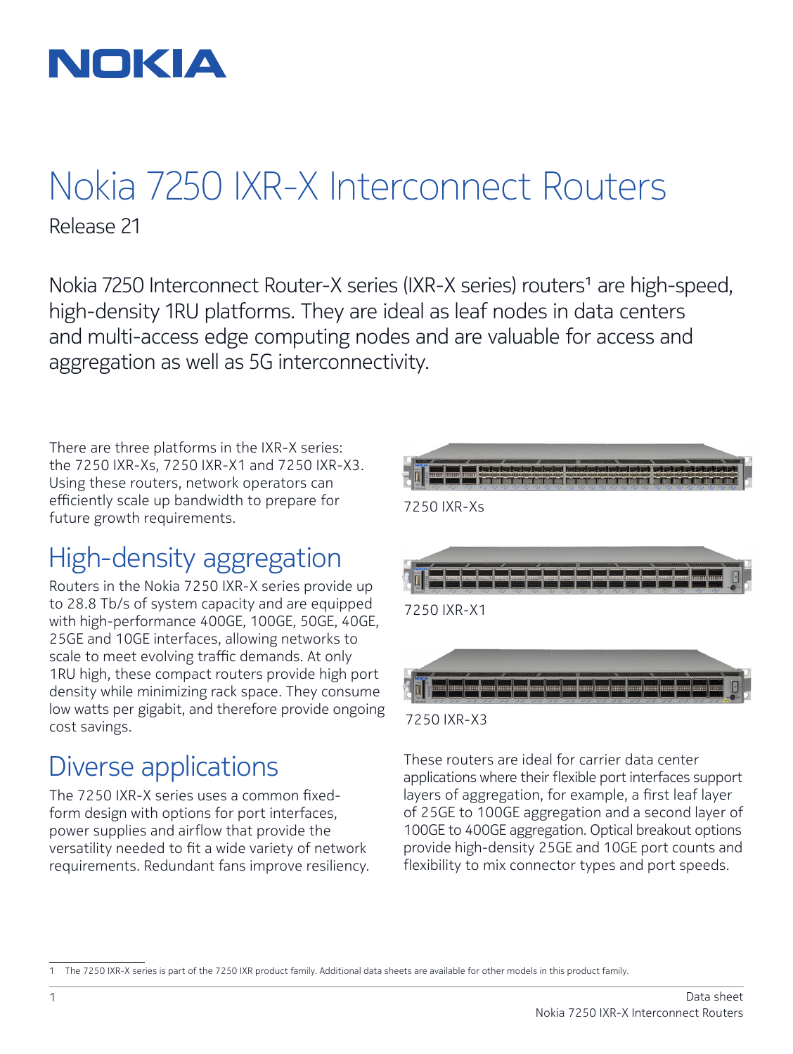# Nokia 7250 IXR-X Interconnect Routers

Release 21

Nokia 7250 Interconnect Router-X series (IXR-X series) routers[1] are high-speed, high-density 1RU platforms. They are ideal as leaf nodes in data centers and multi-access edge computing nodes and are valuable for access and aggregation as well as 5G interconnectivity.

There are three platforms in the IXR-X series: the 7250 IXR-Xs, 7250 IXR-X1 and 7250 IXR-X3. Using these routers, network operators can efficiently scale up bandwidth to prepare for future growth requirements.

7250 IXR-Xs

7250 IXR-X1

7250 IXR-X3

## High-density aggregation

Routers in the Nokia 7250 IXR-X series provide up to 28.8 Tb/s of system capacity and are equipped with high-performance 400GE, 100GE, 50GE, 40GE, 25GE and 10GE interfaces, allowing networks to scale to meet evolving traffic demands. At only 1RU high, these compact routers provide high port density while minimizing rack space. They consume low watts per gigabit, and therefore provide ongoing cost savings.

## Diverse applications

The 7250 IXR-X series uses a common fixed-form design with options for port interfaces, power supplies and airflow that provide the versatility needed to fit a wide variety of network requirements. Redundant fans improve resiliency.

These routers are ideal for carrier data center applications where their flexible port interfaces support layers of aggregation, for example, a first leaf layer of 25GE to 100GE aggregation and a second layer of 100GE to 400GE aggregation. Optical breakout options provide high-density 25GE and 10GE port counts and flexibility to mix connector types and port speeds.

1 The 7250 IXR-X series is part of the 7250 IXR product family. Additional data sheets are available for other models in this product family.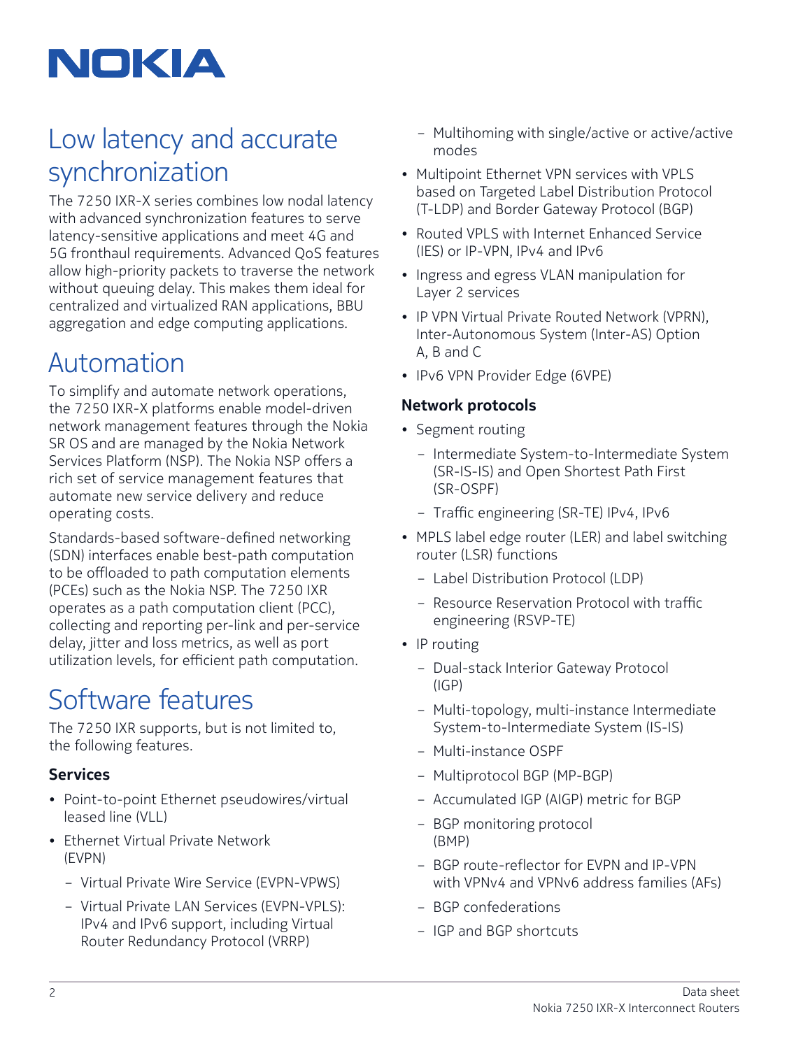## Low latency and accurate synchronization

The 7250 IXR-X series combines low nodal latency with advanced synchronization features to serve latency-sensitive applications and meet 4G and 5G fronthaul requirements. Advanced QoS features allow high-priority packets to traverse the network without queuing delay. This makes them ideal for centralized and virtualized RAN applications, BBU aggregation and edge computing applications.

## Automation

To simplify and automate network operations, the 7250 IXR-X platforms enable model-driven network management features through the Nokia SR OS and are managed by the Nokia Network Services Platform (NSP). The Nokia NSP offers a rich set of service management features that automate new service delivery and reduce operating costs.

Standards-based software-defined networking (SDN) interfaces enable best-path computation to be offloaded to path computation elements (PCEs) such as the Nokia NSP. The 7250 IXR operates as a path computation client (PCC), collecting and reporting per-link and per-service delay, jitter and loss metrics, as well as port utilization levels, for efficient path computation.

## Software features

The 7250 IXR supports, but is not limited to, the following features.

### Services

- Point-to-point Ethernet pseudowires/virtual leased line (VLL)
- Ethernet Virtual Private Network (EVPN)
  - Virtual Private Wire Service (EVPN-VPWS)
  - Virtual Private LAN Services (EVPN-VPLS): IPv4 and IPv6 support, including Virtual Router Redundancy Protocol (VRRP)
  - Multihoming with single/active or active/active modes
- Multipoint Ethernet VPN services with VPLS based on Targeted Label Distribution Protocol (T-LDP) and Border Gateway Protocol (BGP)
- Routed VPLS with Internet Enhanced Service (IES) or IP-VPN, IPv4 and IPv6
- Ingress and egress VLAN manipulation for Layer 2 services
- IP VPN Virtual Private Routed Network (VPRN), Inter-Autonomous System (Inter-AS) Option A, B and C
- IPv6 VPN Provider Edge (6VPE)

### Network protocols

- Segment routing
  - Intermediate System-to-Intermediate System (SR-IS-IS) and Open Shortest Path First (SR-OSPF)
  - Traffic engineering (SR-TE) IPv4, IPv6
- MPLS label edge router (LER) and label switching router (LSR) functions
  - Label Distribution Protocol (LDP)
  - Resource Reservation Protocol with traffic engineering (RSVP-TE)
- IP routing
  - Dual-stack Interior Gateway Protocol (IGP)
  - Multi-topology, multi-instance Intermediate System-to-Intermediate System (IS-IS)
  - Multi-instance OSPF
  - Multiprotocol BGP (MP-BGP)
  - Accumulated IGP (AIGP) metric for BGP
  - BGP monitoring protocol (BMP)
  - BGP route-reflector for EVPN and IP-VPN with VPNv4 and VPNv6 address families (AFs)
  - BGP confederations
  - IGP and BGP shortcuts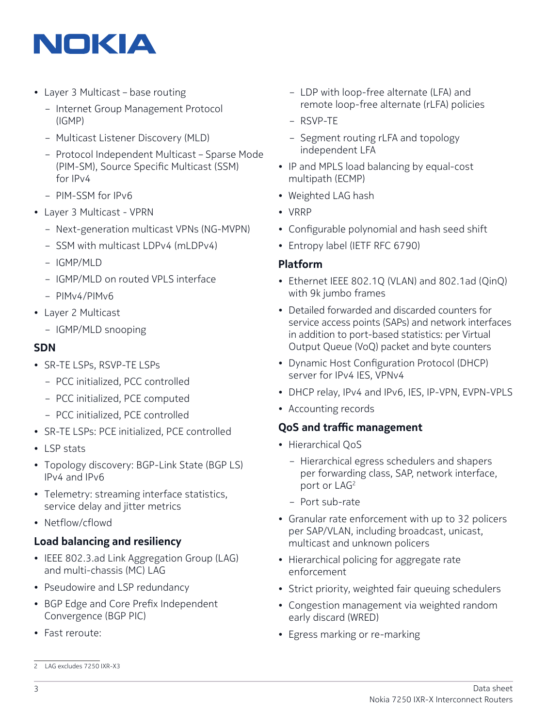- Layer 3 Multicast – base routing
  - Internet Group Management Protocol (IGMP)
  - Multicast Listener Discovery (MLD)
  - Protocol Independent Multicast – Sparse Mode (PIM-SM), Source Specific Multicast (SSM) for IPv4
  - PIM-SSM for IPv6
- Layer 3 Multicast - VPRN
  - Next-generation multicast VPNs (NG-MVPN)
  - SSM with multicast LDPv4 (mLDPv4)
  - IGMP/MLD
  - IGMP/MLD on routed VPLS interface
  - PIMv4/PIMv6
- Layer 2 Multicast
  - IGMP/MLD snooping

## SDN

- SR-TE LSPs, RSVP-TE LSPs
  - PCC initialized, PCC controlled
  - PCC initialized, PCE computed
  - PCC initialized, PCE controlled
- SR-TE LSPs: PCE initialized, PCE controlled
- LSP stats
- Topology discovery: BGP-Link State (BGP LS) IPv4 and IPv6
- Telemetry: streaming interface statistics, service delay and jitter metrics
- Netflow/cflowd

## Load balancing and resiliency

- IEEE 802.3.ad Link Aggregation Group (LAG) and multi-chassis (MC) LAG
- Pseudowire and LSP redundancy
- BGP Edge and Core Prefix Independent Convergence (BGP PIC)
- Fast reroute:
  - LDP with loop-free alternate (LFA) and remote loop-free alternate (rLFA) policies
  - RSVP-TE
  - Segment routing rLFA and topology independent LFA
- IP and MPLS load balancing by equal-cost multipath (ECMP)
- Weighted LAG hash
- VRRP
- Configurable polynomial and hash seed shift
- Entropy label (IETF RFC 6790)

## Platform

- Ethernet IEEE 802.1Q (VLAN) and 802.1ad (QinQ) with 9k jumbo frames
- Detailed forwarded and discarded counters for service access points (SAPs) and network interfaces in addition to port-based statistics: per Virtual Output Queue (VoQ) packet and byte counters
- Dynamic Host Configuration Protocol (DHCP) server for IPv4 IES, VPNv4
- DHCP relay, IPv4 and IPv6, IES, IP-VPN, EVPN-VPLS
- Accounting records

## QoS and traffic management

- Hierarchical QoS
  - Hierarchical egress schedulers and shapers per forwarding class, SAP, network interface, port or LAG[2]
  - Port sub-rate
- Granular rate enforcement with up to 32 policers per SAP/VLAN, including broadcast, unicast, multicast and unknown policers
- Hierarchical policing for aggregate rate enforcement
- Strict priority, weighted fair queuing schedulers
- Congestion management via weighted random early discard (WRED)
- Egress marking or re-marking

---

2 LAG excludes 7250 IXR-X3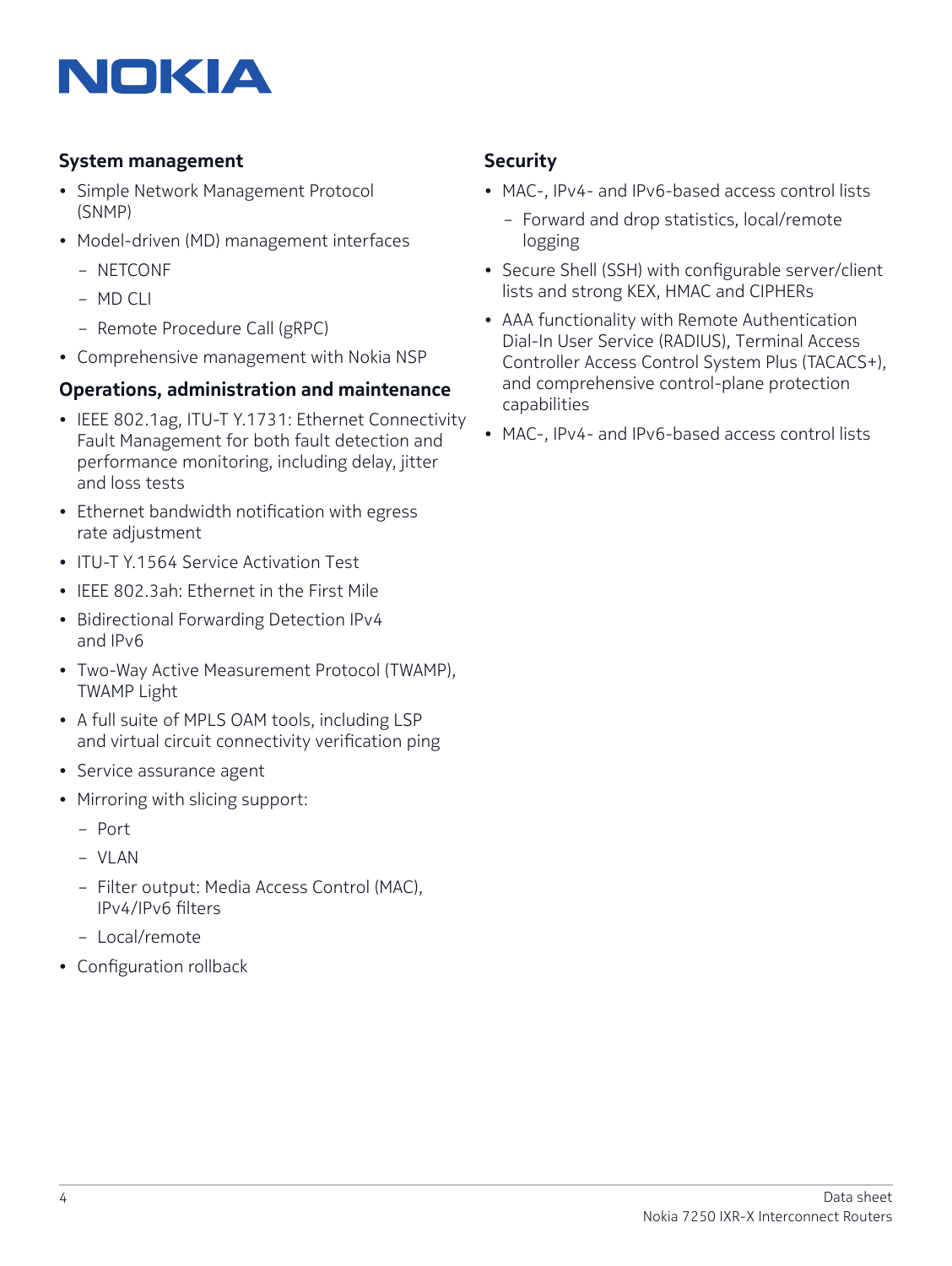### System management

- Simple Network Management Protocol (SNMP)
- Model-driven (MD) management interfaces
  - NETCONF
  - MD CLI
  - Remote Procedure Call (gRPC)
- Comprehensive management with Nokia NSP

### Operations, administration and maintenance

- IEEE 802.1ag, ITU-T Y.1731: Ethernet Connectivity Fault Management for both fault detection and performance monitoring, including delay, jitter and loss tests
- Ethernet bandwidth notification with egress rate adjustment
- ITU-T Y.1564 Service Activation Test
- IEEE 802.3ah: Ethernet in the First Mile
- Bidirectional Forwarding Detection IPv4 and IPv6
- Two-Way Active Measurement Protocol (TWAMP), TWAMP Light
- A full suite of MPLS OAM tools, including LSP and virtual circuit connectivity verification ping
- Service assurance agent
- Mirroring with slicing support:
  - Port
  - VLAN
  - Filter output: Media Access Control (MAC), IPv4/IPv6 filters
  - Local/remote
- Configuration rollback

### Security

- MAC-, IPv4- and IPv6-based access control lists
  - Forward and drop statistics, local/remote logging
- Secure Shell (SSH) with configurable server/client lists and strong KEX, HMAC and CIPHERs
- AAA functionality with Remote Authentication Dial-In User Service (RADIUS), Terminal Access Controller Access Control System Plus (TACACS+), and comprehensive control-plane protection capabilities
- MAC-, IPv4- and IPv6-based access control lists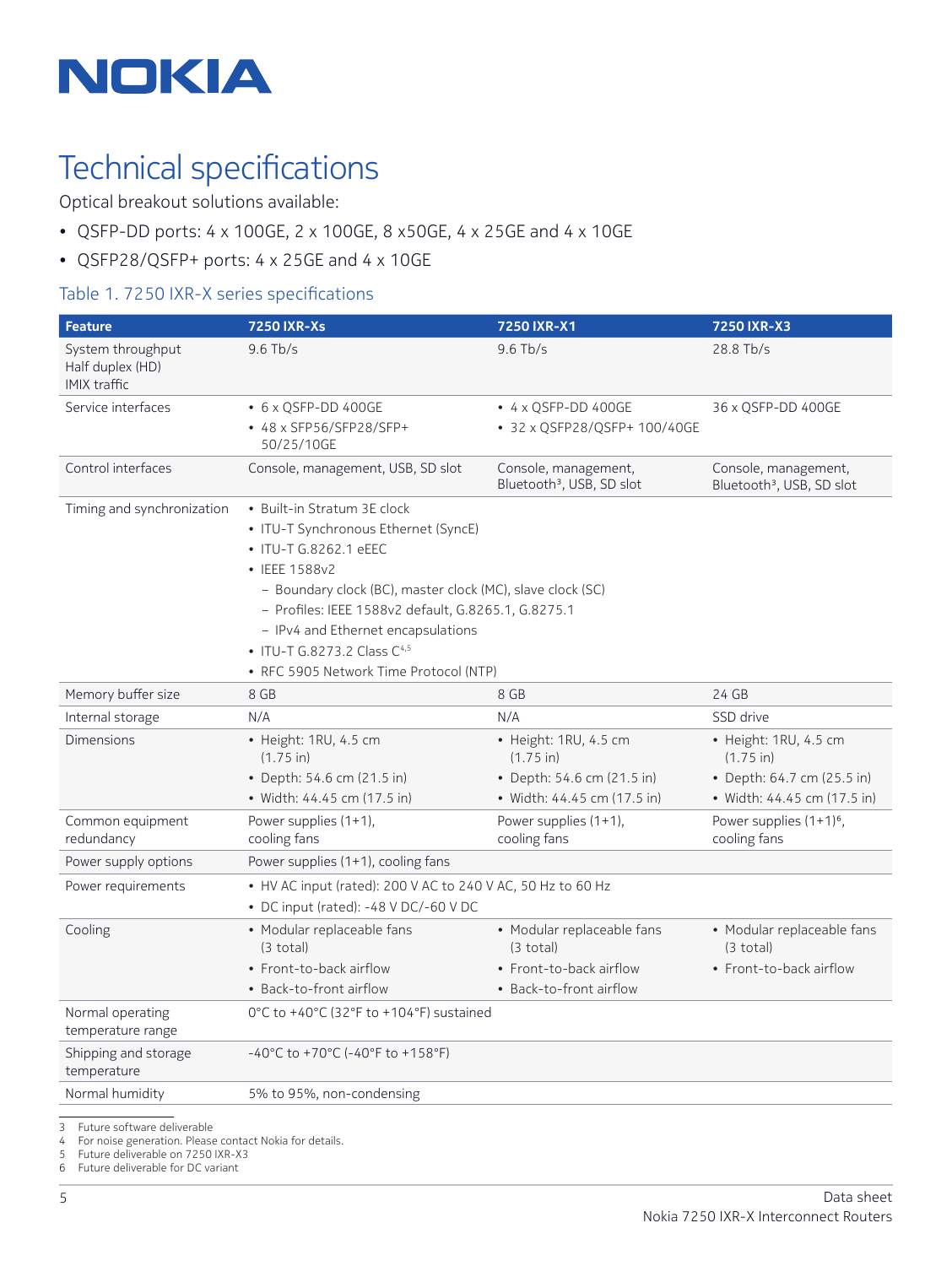# Technical specifications

Optical breakout solutions available:

- QSFP-DD ports: 4 x 100GE, 2 x 100GE, 8 x50GE, 4 x 25GE and 4 x 10GE
- QSFP28/QSFP+ ports: 4 x 25GE and 4 x 10GE

### Table 1. 7250 IXR-X series specifications

| Feature | 7250 IXR-Xs | 7250 IXR-X1 | 7250 IXR-X3 |
|---|---|---|---|
| System throughput<br>Half duplex (HD)<br>IMIX traffic | 9.6 Tb/s | 9.6 Tb/s | 28.8 Tb/s |
| Service interfaces | • 6 x QSFP-DD 400GE<br>• 48 x SFP56/SFP28/SFP+ 50/25/10GE | • 4 x QSFP-DD 400GE<br>• 32 x QSFP28/QSFP+ 100/40GE | 36 x QSFP-DD 400GE |
| Control interfaces | Console, management, USB, SD slot | Console, management, Bluetooth[3], USB, SD slot | Console, management, Bluetooth[3], USB, SD slot |
| Timing and synchronization | • Built-in Stratum 3E clock<br>• ITU-T Synchronous Ethernet (SyncE)<br>• ITU-T G.8262.1 eEEC<br>• IEEE 1588v2<br>  – Boundary clock (BC), master clock (MC), slave clock (SC)<br>  – Profiles: IEEE 1588v2 default, G.8265.1, G.8275.1<br>  – IPv4 and Ethernet encapsulations<br>• ITU-T G.8273.2 Class C[4,5]<br>• RFC 5905 Network Time Protocol (NTP) | | |
| Memory buffer size | 8 GB | 8 GB | 24 GB |
| Internal storage | N/A | N/A | SSD drive |
| Dimensions | • Height: 1RU, 4.5 cm (1.75 in)<br>• Depth: 54.6 cm (21.5 in)<br>• Width: 44.45 cm (17.5 in) | • Height: 1RU, 4.5 cm (1.75 in)<br>• Depth: 54.6 cm (21.5 in)<br>• Width: 44.45 cm (17.5 in) | • Height: 1RU, 4.5 cm (1.75 in)<br>• Depth: 64.7 cm (25.5 in)<br>• Width: 44.45 cm (17.5 in) |
| Common equipment redundancy | Power supplies (1+1), cooling fans | Power supplies (1+1), cooling fans | Power supplies (1+1)[6], cooling fans |
| Power supply options | Power supplies (1+1), cooling fans | | |
| Power requirements | • HV AC input (rated): 200 V AC to 240 V AC, 50 Hz to 60 Hz<br>• DC input (rated): -48 V DC/-60 V DC | | |
| Cooling | • Modular replaceable fans (3 total)<br>• Front-to-back airflow<br>• Back-to-front airflow | • Modular replaceable fans (3 total)<br>• Front-to-back airflow<br>• Back-to-front airflow | • Modular replaceable fans (3 total)<br>• Front-to-back airflow |
| Normal operating temperature range | 0°C to +40°C (32°F to +104°F) sustained | | |
| Shipping and storage temperature | -40°C to +70°C (-40°F to +158°F) | | |
| Normal humidity | 5% to 95%, non-condensing | | |

3 Future software deliverable
4 For noise generation. Please contact Nokia for details.
5 Future deliverable on 7250 IXR-X3
6 Future deliverable for DC variant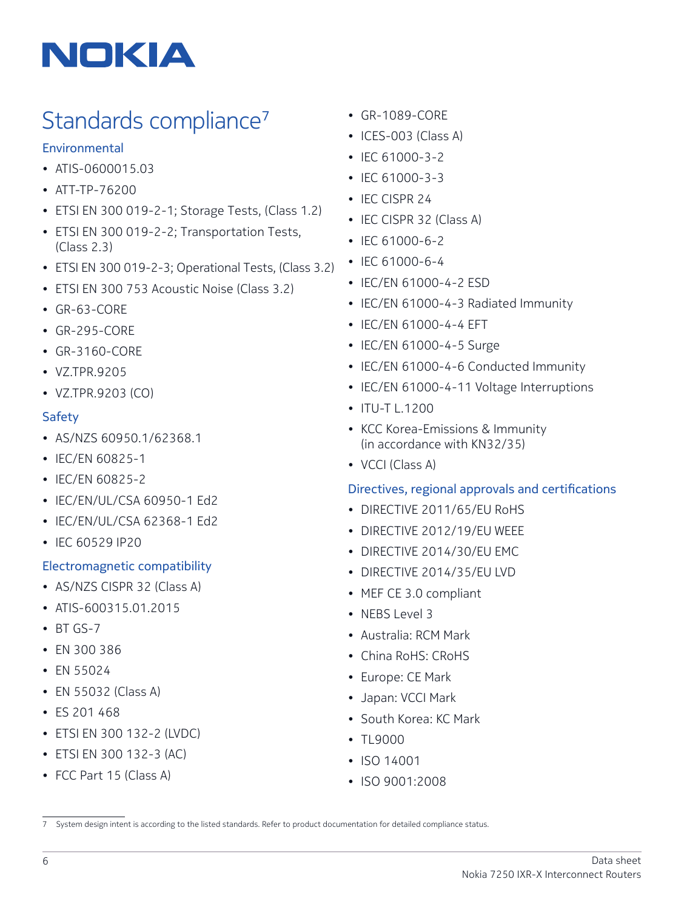## Standards compliance[7]

### Environmental

- ATIS-0600015.03
- ATT-TP-76200
- ETSI EN 300 019-2-1; Storage Tests, (Class 1.2)
- ETSI EN 300 019-2-2; Transportation Tests, (Class 2.3)
- ETSI EN 300 019-2-3; Operational Tests, (Class 3.2)
- ETSI EN 300 753 Acoustic Noise (Class 3.2)
- GR-63-CORE
- GR-295-CORE
- GR-3160-CORE
- VZ.TPR.9205
- VZ.TPR.9203 (CO)

### Safety

- AS/NZS 60950.1/62368.1
- IEC/EN 60825-1
- IEC/EN 60825-2
- IEC/EN/UL/CSA 60950-1 Ed2
- IEC/EN/UL/CSA 62368-1 Ed2
- IEC 60529 IP20

### Electromagnetic compatibility

- AS/NZS CISPR 32 (Class A)
- ATIS-600315.01.2015
- BT GS-7
- EN 300 386
- EN 55024
- EN 55032 (Class A)
- ES 201 468
- ETSI EN 300 132-2 (LVDC)
- ETSI EN 300 132-3 (AC)
- FCC Part 15 (Class A)
- GR-1089-CORE
- ICES-003 (Class A)
- IEC 61000-3-2
- IEC 61000-3-3
- IEC CISPR 24
- IEC CISPR 32 (Class A)
- IEC 61000-6-2
- IEC 61000-6-4
- IEC/EN 61000-4-2 ESD
- IEC/EN 61000-4-3 Radiated Immunity
- IEC/EN 61000-4-4 EFT
- IEC/EN 61000-4-5 Surge
- IEC/EN 61000-4-6 Conducted Immunity
- IEC/EN 61000-4-11 Voltage Interruptions
- ITU-T L.1200
- KCC Korea-Emissions & Immunity (in accordance with KN32/35)
- VCCI (Class A)

### Directives, regional approvals and certifications

- DIRECTIVE 2011/65/EU RoHS
- DIRECTIVE 2012/19/EU WEEE
- DIRECTIVE 2014/30/EU EMC
- DIRECTIVE 2014/35/EU LVD
- MEF CE 3.0 compliant
- NEBS Level 3
- Australia: RCM Mark
- China RoHS: CRoHS
- Europe: CE Mark
- Japan: VCCI Mark
- South Korea: KC Mark
- TL9000
- ISO 14001
- ISO 9001:2008

---

7 System design intent is according to the listed standards. Refer to product documentation for detailed compliance status.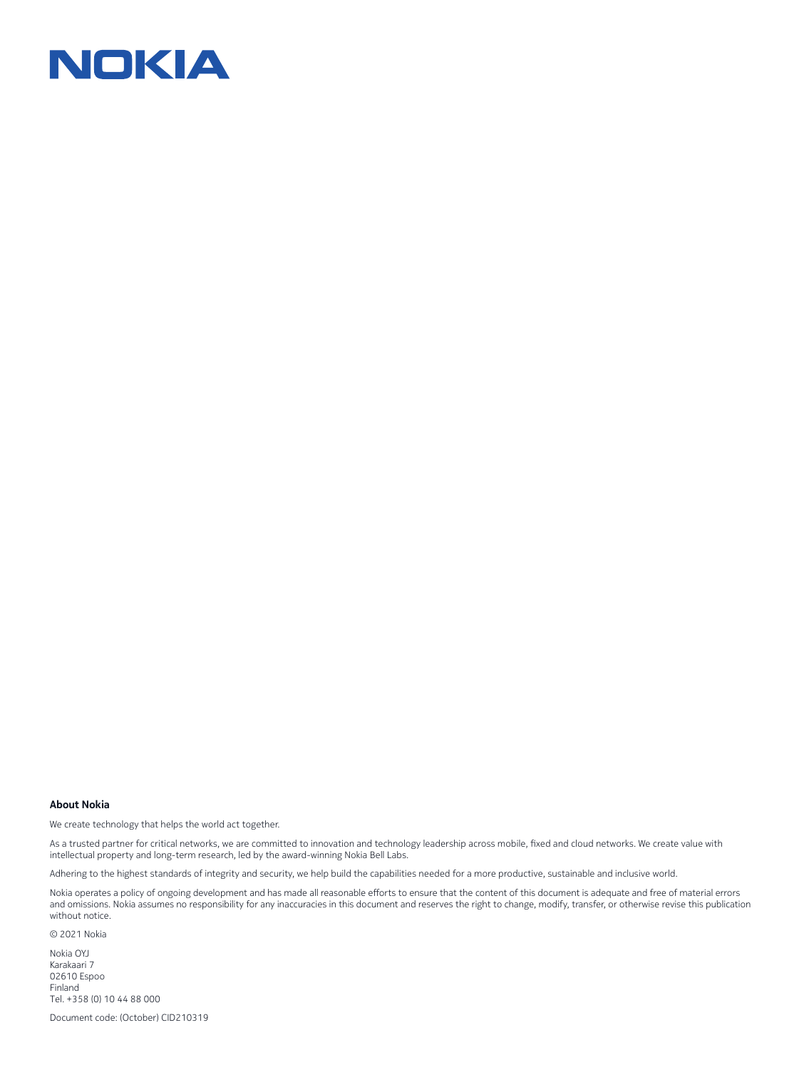# NOKIA

**About Nokia**

We create technology that helps the world act together.

As a trusted partner for critical networks, we are committed to innovation and technology leadership across mobile, fixed and cloud networks. We create value with intellectual property and long-term research, led by the award-winning Nokia Bell Labs.

Adhering to the highest standards of integrity and security, we help build the capabilities needed for a more productive, sustainable and inclusive world.

Nokia operates a policy of ongoing development and has made all reasonable efforts to ensure that the content of this document is adequate and free of material errors and omissions. Nokia assumes no responsibility for any inaccuracies in this document and reserves the right to change, modify, transfer, or otherwise revise this publication without notice.

© 2021 Nokia

Nokia OYJ
Karakaari 7
02610 Espoo
Finland
Tel. +358 (0) 10 44 88 000

Document code: (October) CID210319